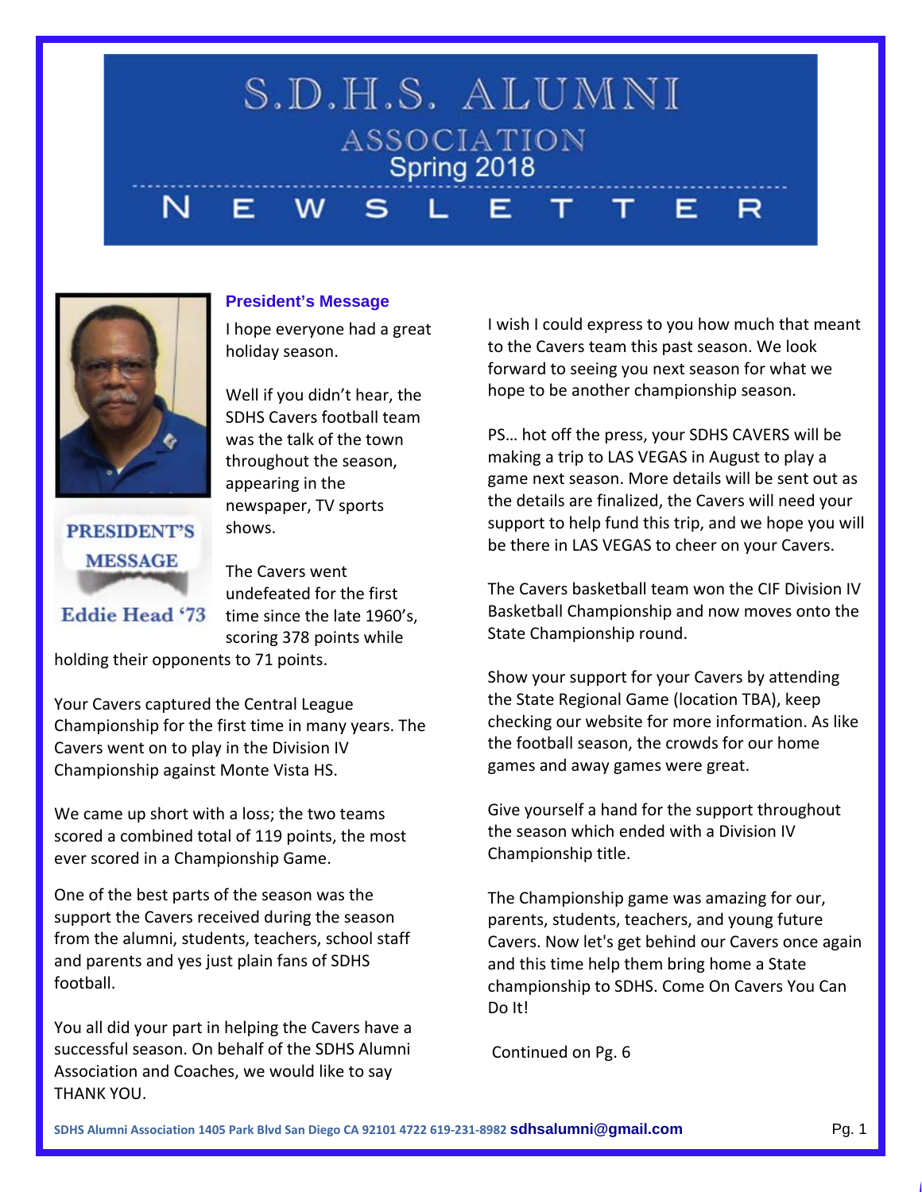# S.D.H.S. ALUMNI ASSOCIATION

## Spring 2018

## NEWSLETTER

**PRESIDENT'S MESSAGE**

**Eddie Head '73**

### President's Message

I hope everyone had a great holiday season.

Well if you didn't hear, the SDHS Cavers football team was the talk of the town throughout the season, appearing in the newspaper, TV sports shows.

The Cavers went undefeated for the first time since the late 1960's, scoring 378 points while holding their opponents to 71 points.

Your Cavers captured the Central League Championship for the first time in many years. The Cavers went on to play in the Division IV Championship against Monte Vista HS.

We came up short with a loss; the two teams scored a combined total of 119 points, the most ever scored in a Championship Game.

One of the best parts of the season was the support the Cavers received during the season from the alumni, students, teachers, school staff and parents and yes just plain fans of SDHS football.

You all did your part in helping the Cavers have a successful season. On behalf of the SDHS Alumni Association and Coaches, we would like to say THANK YOU.

I wish I could express to you how much that meant to the Cavers team this past season. We look forward to seeing you next season for what we hope to be another championship season.

PS… hot off the press, your SDHS CAVERS will be making a trip to LAS VEGAS in August to play a game next season. More details will be sent out as the details are finalized, the Cavers will need your support to help fund this trip, and we hope you will be there in LAS VEGAS to cheer on your Cavers.

The Cavers basketball team won the CIF Division IV Basketball Championship and now moves onto the State Championship round.

Show your support for your Cavers by attending the State Regional Game (location TBA), keep checking our website for more information. As like the football season, the crowds for our home games and away games were great.

Give yourself a hand for the support throughout the season which ended with a Division IV Championship title.

The Championship game was amazing for our, parents, students, teachers, and young future Cavers. Now let's get behind our Cavers once again and this time help them bring home a State championship to SDHS. Come On Cavers You Can Do It!

Continued on Pg. 6

SDHS Alumni Association 1405 Park Blvd San Diego CA 92101 4722 619-231-8982 **sdhsalumni@gmail.com**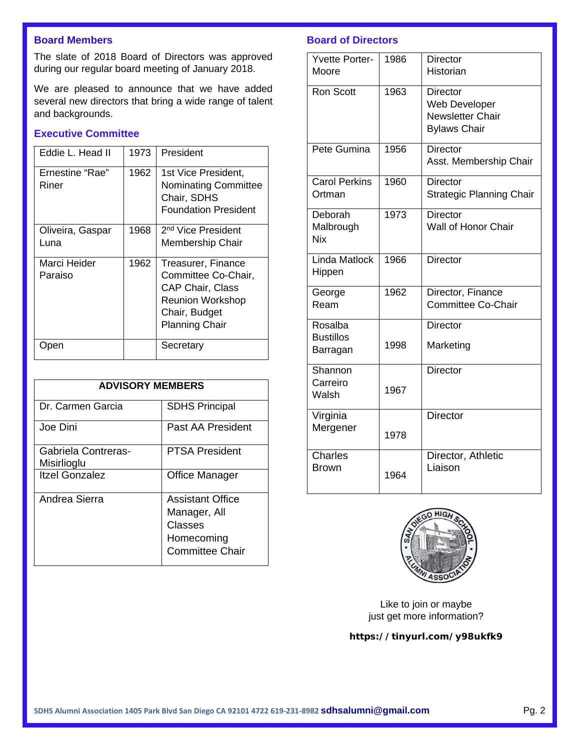## Board Members

The slate of 2018 Board of Directors was approved during our regular board meeting of January 2018.

We are pleased to announce that we have added several new directors that bring a wide range of talent and backgrounds.

## Executive Committee

| | | |
|---|---|---|
| Eddie L. Head II | 1973 | President |
| Ernestine "Rae" Riner | 1962 | 1st Vice President, Nominating Committee Chair, SDHS Foundation President |
| Oliveira, Gaspar Luna | 1968 | 2nd Vice President Membership Chair |
| Marci Heider Paraiso | 1962 | Treasurer, Finance Committee Co-Chair, CAP Chair, Class Reunion Workshop Chair, Budget Planning Chair |
| Open | | Secretary |

| ADVISORY MEMBERS | |
|---|---|
| Dr. Carmen Garcia | SDHS Principal |
| Joe Dini | Past AA President |
| Gabriela Contreras-Misirlioglu | PTSA President |
| Itzel Gonzalez | Office Manager |
| Andrea Sierra | Assistant Office Manager, All Classes Homecoming Committee Chair |

## Board of Directors

| | | |
|---|---|---|
| Yvette Porter-Moore | 1986 | Director Historian |
| Ron Scott | 1963 | Director Web Developer Newsletter Chair Bylaws Chair |
| Pete Gumina | 1956 | Director Asst. Membership Chair |
| Carol Perkins Ortman | 1960 | Director Strategic Planning Chair |
| Deborah Malbrough Nix | 1973 | Director Wall of Honor Chair |
| Linda Matlock Hippen | 1966 | Director |
| George Ream | 1962 | Director, Finance Committee Co-Chair |
| Rosalba Bustillos Barragan | 1998 | Director Marketing |
| Shannon Carreiro Walsh | 1967 | Director |
| Virginia Mergener | 1978 | Director |
| Charles Brown | 1964 | Director, Athletic Liaison |

Like to join or maybe just get more information?

**https://tinyurl.com/y98ukfk9**

SDHS Alumni Association 1405 Park Blvd San Diego CA 92101 4722 619-231-8982 **sdhsalumni@gmail.com**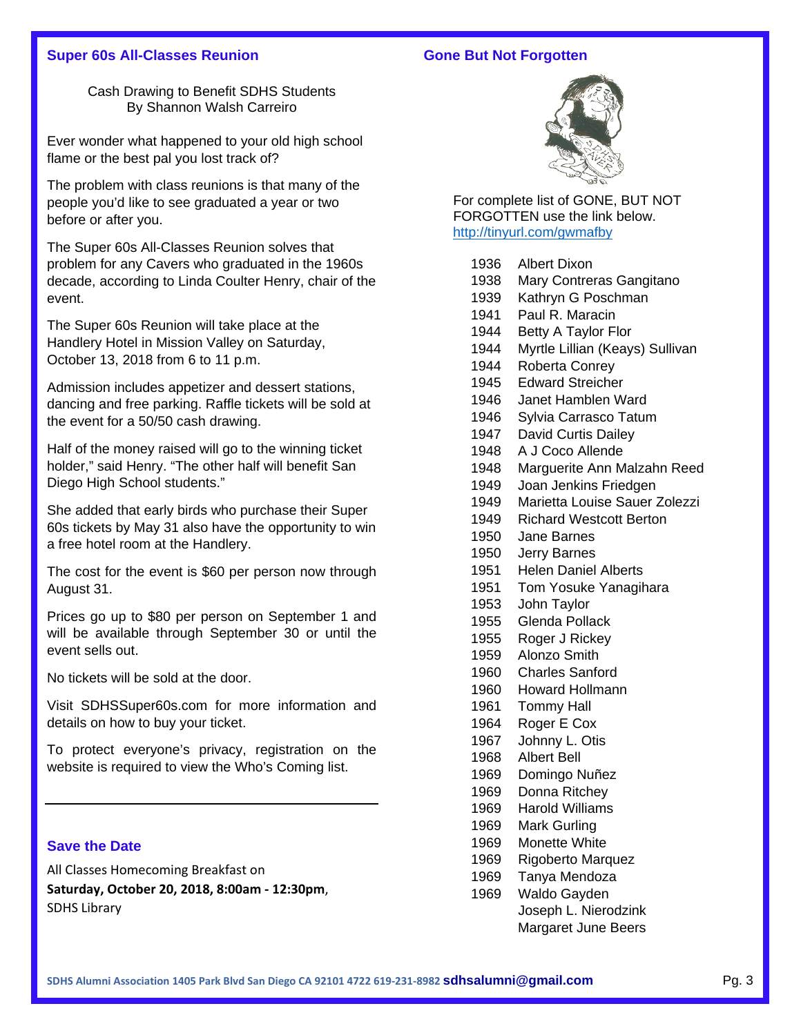## Super 60s All-Classes Reunion

Cash Drawing to Benefit SDHS Students
By Shannon Walsh Carreiro

Ever wonder what happened to your old high school flame or the best pal you lost track of?

The problem with class reunions is that many of the people you'd like to see graduated a year or two before or after you.

The Super 60s All-Classes Reunion solves that problem for any Cavers who graduated in the 1960s decade, according to Linda Coulter Henry, chair of the event.

The Super 60s Reunion will take place at the Handlery Hotel in Mission Valley on Saturday, October 13, 2018 from 6 to 11 p.m.

Admission includes appetizer and dessert stations, dancing and free parking. Raffle tickets will be sold at the event for a 50/50 cash drawing.

Half of the money raised will go to the winning ticket holder," said Henry. "The other half will benefit San Diego High School students."

She added that early birds who purchase their Super 60s tickets by May 31 also have the opportunity to win a free hotel room at the Handlery.

The cost for the event is $60 per person now through August 31.

Prices go up to $80 per person on September 1 and will be available through September 30 or until the event sells out.

No tickets will be sold at the door.

Visit SDHSSuper60s.com for more information and details on how to buy your ticket.

To protect everyone's privacy, registration on the website is required to view the Who's Coming list.

---

## Save the Date

All Classes Homecoming Breakfast on
**Saturday, October 20, 2018, 8:00am - 12:30pm**,
SDHS Library

## Gone But Not Forgotten

For complete list of GONE, BUT NOT FORGOTTEN use the link below.
http://tinyurl.com/gwmafby

| | |
|---|---|
| 1936 | Albert Dixon |
| 1938 | Mary Contreras Gangitano |
| 1939 | Kathryn G Poschman |
| 1941 | Paul R. Maracin |
| 1944 | Betty A Taylor Flor |
| 1944 | Myrtle Lillian (Keays) Sullivan |
| 1944 | Roberta Conrey |
| 1945 | Edward Streicher |
| 1946 | Janet Hamblen Ward |
| 1946 | Sylvia Carrasco Tatum |
| 1947 | David Curtis Dailey |
| 1948 | A J Coco Allende |
| 1948 | Marguerite Ann Malzahn Reed |
| 1949 | Joan Jenkins Friedgen |
| 1949 | Marietta Louise Sauer Zolezzi |
| 1949 | Richard Westcott Berton |
| 1950 | Jane Barnes |
| 1950 | Jerry Barnes |
| 1951 | Helen Daniel Alberts |
| 1951 | Tom Yosuke Yanagihara |
| 1953 | John Taylor |
| 1955 | Glenda Pollack |
| 1955 | Roger J Rickey |
| 1959 | Alonzo Smith |
| 1960 | Charles Sanford |
| 1960 | Howard Hollmann |
| 1961 | Tommy Hall |
| 1964 | Roger E Cox |
| 1967 | Johnny L. Otis |
| 1968 | Albert Bell |
| 1969 | Domingo Nuñez |
| 1969 | Donna Ritchey |
| 1969 | Harold Williams |
| 1969 | Mark Gurling |
| 1969 | Monette White |
| 1969 | Rigoberto Marquez |
| 1969 | Tanya Mendoza |
| 1969 | Waldo Gayden |
| | Joseph L. Nierodzink |
| | Margaret June Beers |

SDHS Alumni Association 1405 Park Blvd San Diego CA 92101 4722 619-231-8982 **sdhsalumni@gmail.com**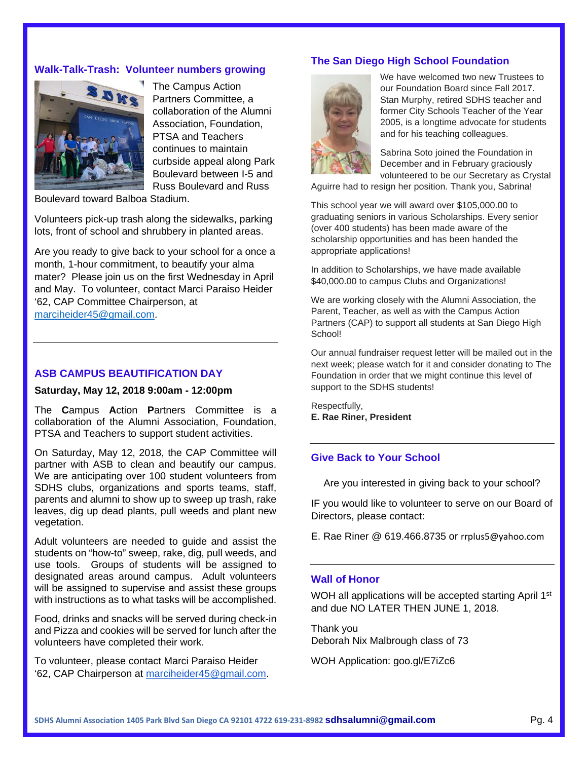## Walk-Talk-Trash: Volunteer numbers growing

The Campus Action Partners Committee, a collaboration of the Alumni Association, Foundation, PTSA and Teachers continues to maintain curbside appeal along Park Boulevard between I-5 and Russ Boulevard and Russ Boulevard toward Balboa Stadium.

Volunteers pick-up trash along the sidewalks, parking lots, front of school and shrubbery in planted areas.

Are you ready to give back to your school for a once a month, 1-hour commitment, to beautify your alma mater? Please join us on the first Wednesday in April and May. To volunteer, contact Marci Paraiso Heider '62, CAP Committee Chairperson, at marciheider45@gmail.com.

---

## ASB CAMPUS BEAUTIFICATION DAY

**Saturday, May 12, 2018 9:00am - 12:00pm**

The **C**ampus **A**ction **P**artners Committee is a collaboration of the Alumni Association, Foundation, PTSA and Teachers to support student activities.

On Saturday, May 12, 2018, the CAP Committee will partner with ASB to clean and beautify our campus. We are anticipating over 100 student volunteers from SDHS clubs, organizations and sports teams, staff, parents and alumni to show up to sweep up trash, rake leaves, dig up dead plants, pull weeds and plant new vegetation.

Adult volunteers are needed to guide and assist the students on "how-to" sweep, rake, dig, pull weeds, and use tools. Groups of students will be assigned to designated areas around campus. Adult volunteers will be assigned to supervise and assist these groups with instructions as to what tasks will be accomplished.

Food, drinks and snacks will be served during check-in and Pizza and cookies will be served for lunch after the volunteers have completed their work.

To volunteer, please contact Marci Paraiso Heider '62, CAP Chairperson at marciheider45@gmail.com.

## The San Diego High School Foundation

We have welcomed two new Trustees to our Foundation Board since Fall 2017. Stan Murphy, retired SDHS teacher and former City Schools Teacher of the Year 2005, is a longtime advocate for students and for his teaching colleagues.

Sabrina Soto joined the Foundation in December and in February graciously volunteered to be our Secretary as Crystal Aguirre had to resign her position. Thank you, Sabrina!

This school year we will award over $105,000.00 to graduating seniors in various Scholarships. Every senior (over 400 students) has been made aware of the scholarship opportunities and has been handed the appropriate applications!

In addition to Scholarships, we have made available $40,000.00 to campus Clubs and Organizations!

We are working closely with the Alumni Association, the Parent, Teacher, as well as with the Campus Action Partners (CAP) to support all students at San Diego High School!

Our annual fundraiser request letter will be mailed out in the next week; please watch for it and consider donating to The Foundation in order that we might continue this level of support to the SDHS students!

Respectfully,
**E. Rae Riner, President**

---

## Give Back to Your School

Are you interested in giving back to your school?

IF you would like to volunteer to serve on our Board of Directors, please contact:

E. Rae Riner @ 619.466.8735 or rrplus5@yahoo.com

---

## Wall of Honor

WOH all applications will be accepted starting April 1st and due NO LATER THEN JUNE 1, 2018.

Thank you
Deborah Nix Malbrough class of 73

WOH Application: goo.gl/E7iZc6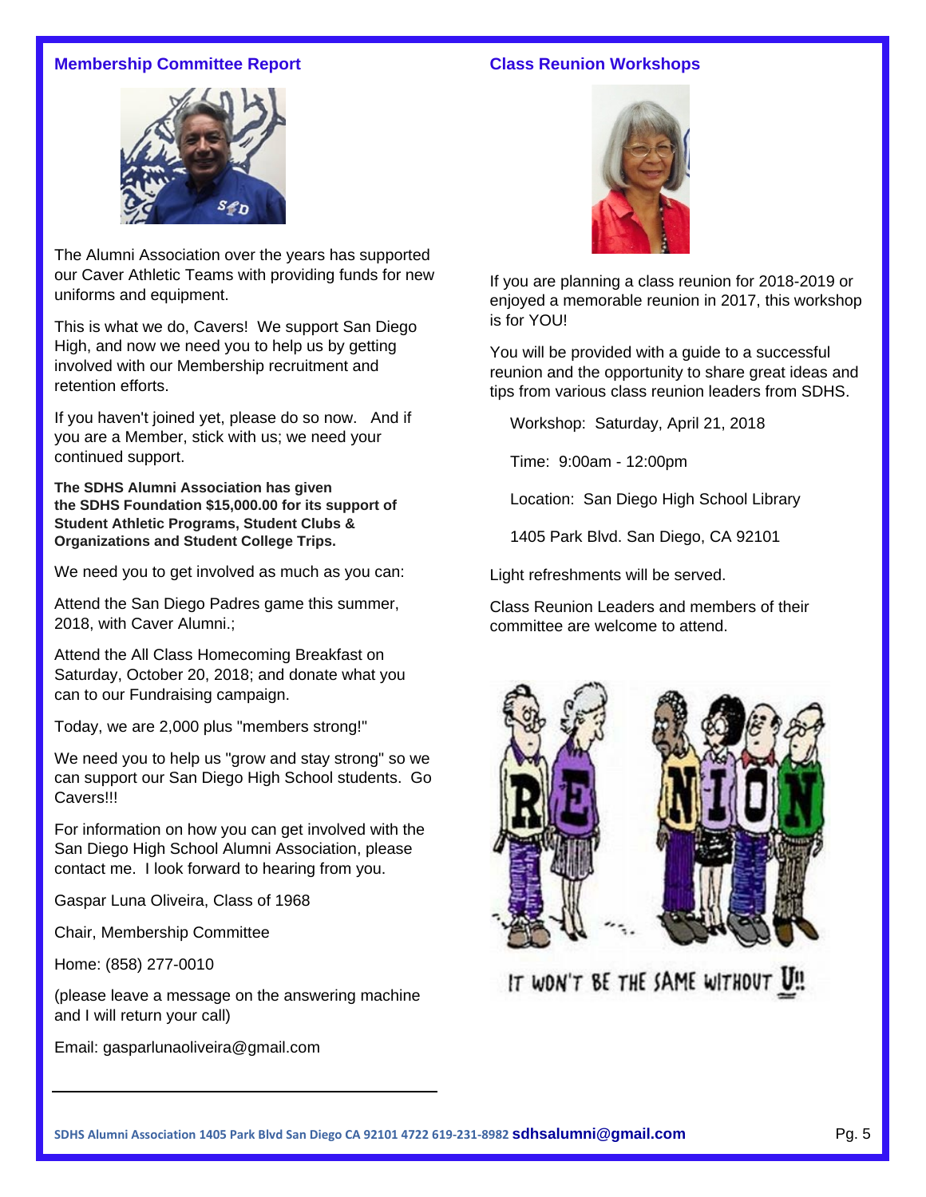## Membership Committee Report

The Alumni Association over the years has supported our Caver Athletic Teams with providing funds for new uniforms and equipment.

This is what we do, Cavers! We support San Diego High, and now we need you to help us by getting involved with our Membership recruitment and retention efforts.

If you haven't joined yet, please do so now. And if you are a Member, stick with us; we need your continued support.

**The SDHS Alumni Association has given the SDHS Foundation $15,000.00 for its support of Student Athletic Programs, Student Clubs & Organizations and Student College Trips.**

We need you to get involved as much as you can:

Attend the San Diego Padres game this summer, 2018, with Caver Alumni.;

Attend the All Class Homecoming Breakfast on Saturday, October 20, 2018; and donate what you can to our Fundraising campaign.

Today, we are 2,000 plus "members strong!"

We need you to help us "grow and stay strong" so we can support our San Diego High School students. Go Cavers!!!

For information on how you can get involved with the San Diego High School Alumni Association, please contact me. I look forward to hearing from you.

Gaspar Luna Oliveira, Class of 1968

Chair, Membership Committee

Home: (858) 277-0010

(please leave a message on the answering machine and I will return your call)

Email: gasparlunaoliveira@gmail.com

## Class Reunion Workshops

If you are planning a class reunion for 2018-2019 or enjoyed a memorable reunion in 2017, this workshop is for YOU!

You will be provided with a guide to a successful reunion and the opportunity to share great ideas and tips from various class reunion leaders from SDHS.

Workshop: Saturday, April 21, 2018

Time: 9:00am - 12:00pm

Location: San Diego High School Library

1405 Park Blvd. San Diego, CA 92101

Light refreshments will be served.

Class Reunion Leaders and members of their committee are welcome to attend.

IT WON'T BE THE SAME WITHOUT U!!

SDHS Alumni Association 1405 Park Blvd San Diego CA 92101 4722 619-231-8982 **sdhsalumni@gmail.com**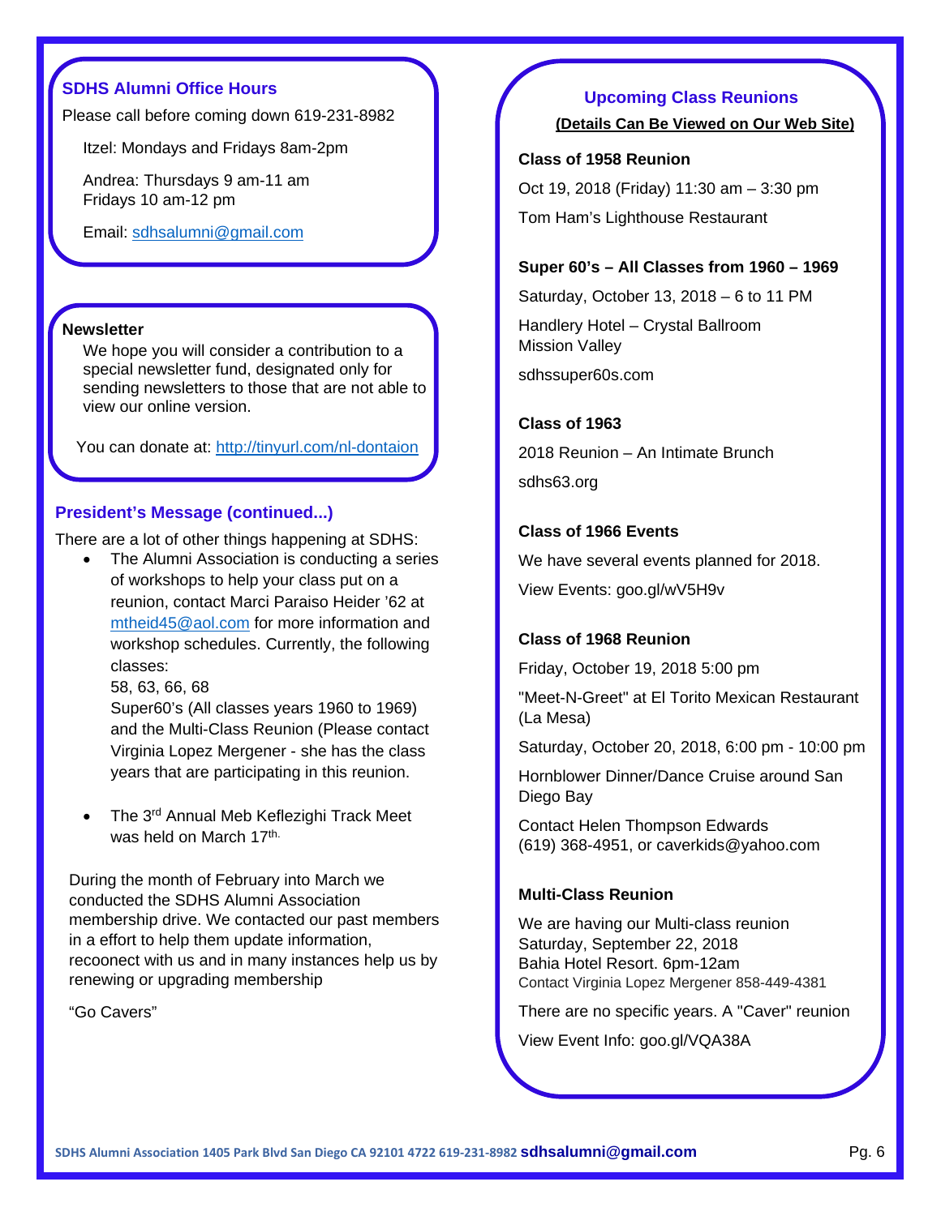## SDHS Alumni Office Hours

Please call before coming down 619-231-8982

Itzel: Mondays and Fridays 8am-2pm

Andrea: Thursdays 9 am-11 am
Fridays 10 am-12 pm

Email: sdhsalumni@gmail.com

## Newsletter

We hope you will consider a contribution to a special newsletter fund, designated only for sending newsletters to those that are not able to view our online version.

You can donate at: http://tinyurl.com/nl-dontaion

## President's Message (continued...)

There are a lot of other things happening at SDHS:

- The Alumni Association is conducting a series of workshops to help your class put on a reunion, contact Marci Paraiso Heider '62 at mtheid45@aol.com for more information and workshop schedules. Currently, the following classes:
  58, 63, 66, 68
  Super60's (All classes years 1960 to 1969) and the Multi-Class Reunion (Please contact Virginia Lopez Mergener - she has the class years that are participating in this reunion.

- The 3rd Annual Meb Keflezighi Track Meet was held on March 17th.

During the month of February into March we conducted the SDHS Alumni Association membership drive. We contacted our past members in a effort to help them update information, recooneсt with us and in many instances help us by renewing or upgrading membership

"Go Cavers"

## Upcoming Class Reunions

**(Details Can Be Viewed on Our Web Site)**

**Class of 1958 Reunion**

Oct 19, 2018 (Friday) 11:30 am – 3:30 pm

Tom Ham's Lighthouse Restaurant

**Super 60's – All Classes from 1960 – 1969**

Saturday, October 13, 2018 – 6 to 11 PM

Handlery Hotel – Crystal Ballroom
Mission Valley

sdhssuper60s.com

**Class of 1963**

2018 Reunion – An Intimate Brunch

sdhs63.org

**Class of 1966 Events**

We have several events planned for 2018.

View Events: goo.gl/wV5H9v

**Class of 1968 Reunion**

Friday, October 19, 2018 5:00 pm

"Meet-N-Greet" at El Torito Mexican Restaurant (La Mesa)

Saturday, October 20, 2018, 6:00 pm - 10:00 pm

Hornblower Dinner/Dance Cruise around San Diego Bay

Contact Helen Thompson Edwards
(619) 368-4951, or caverkids@yahoo.com

**Multi-Class Reunion**

We are having our Multi-class reunion
Saturday, September 22, 2018
Bahia Hotel Resort. 6pm-12am
Contact Virginia Lopez Mergener 858-449-4381

There are no specific years. A "Caver" reunion

View Event Info: goo.gl/VQA38A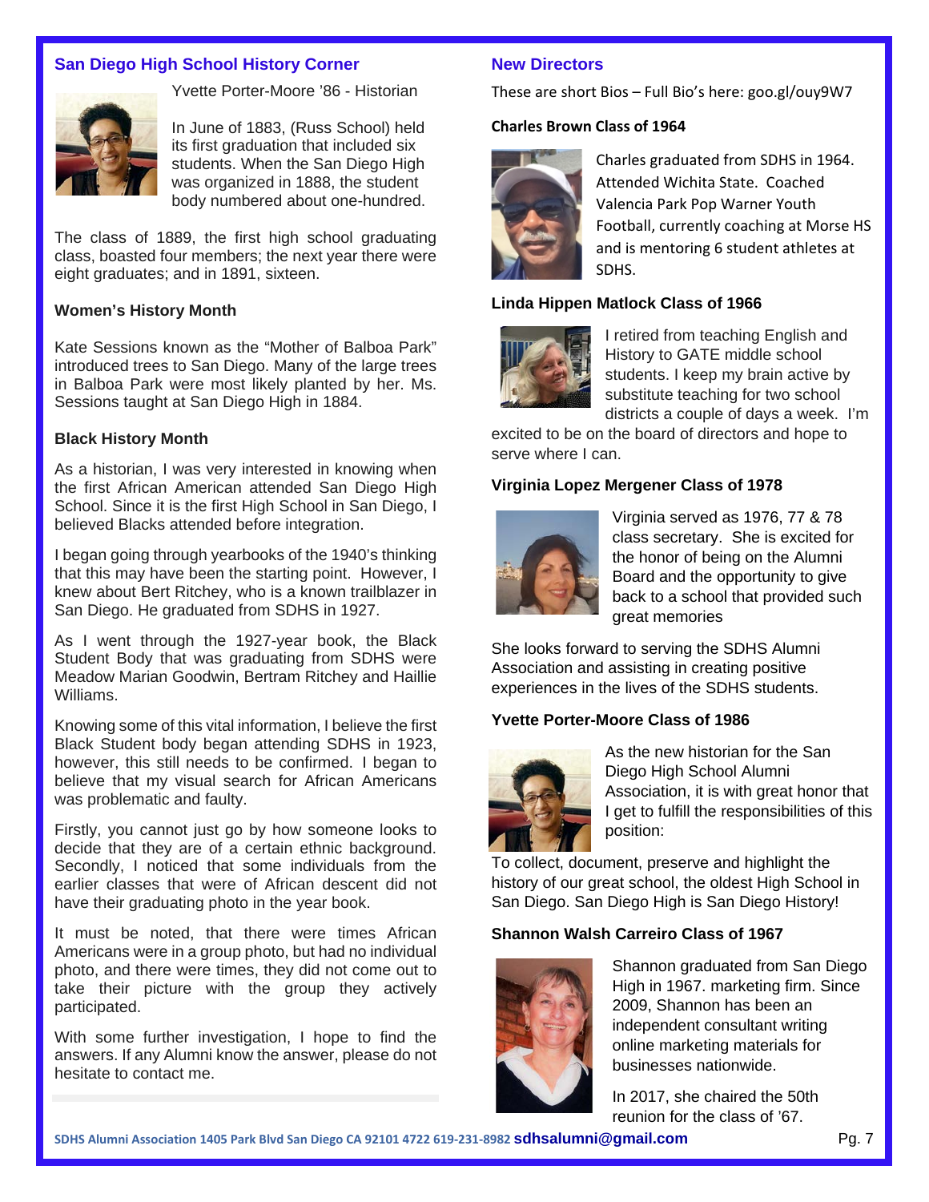## San Diego High School History Corner

Yvette Porter-Moore '86 - Historian

In June of 1883, (Russ School) held its first graduation that included six students. When the San Diego High was organized in 1888, the student body numbered about one-hundred.

The class of 1889, the first high school graduating class, boasted four members; the next year there were eight graduates; and in 1891, sixteen.

### Women's History Month

Kate Sessions known as the "Mother of Balboa Park" introduced trees to San Diego. Many of the large trees in Balboa Park were most likely planted by her. Ms. Sessions taught at San Diego High in 1884.

### Black History Month

As a historian, I was very interested in knowing when the first African American attended San Diego High School. Since it is the first High School in San Diego, I believed Blacks attended before integration.

I began going through yearbooks of the 1940's thinking that this may have been the starting point. However, I knew about Bert Ritchey, who is a known trailblazer in San Diego. He graduated from SDHS in 1927.

As I went through the 1927-year book, the Black Student Body that was graduating from SDHS were Meadow Marian Goodwin, Bertram Ritchey and Haillie Williams.

Knowing some of this vital information, I believe the first Black Student body began attending SDHS in 1923, however, this still needs to be confirmed. I began to believe that my visual search for African Americans was problematic and faulty.

Firstly, you cannot just go by how someone looks to decide that they are of a certain ethnic background. Secondly, I noticed that some individuals from the earlier classes that were of African descent did not have their graduating photo in the year book.

It must be noted, that there were times African Americans were in a group photo, but had no individual photo, and there were times, they did not come out to take their picture with the group they actively participated.

With some further investigation, I hope to find the answers. If any Alumni know the answer, please do not hesitate to contact me.

## New Directors

These are short Bios – Full Bio's here: goo.gl/ouy9W7

### Charles Brown Class of 1964

Charles graduated from SDHS in 1964. Attended Wichita State. Coached Valencia Park Pop Warner Youth Football, currently coaching at Morse HS and is mentoring 6 student athletes at SDHS.

### Linda Hippen Matlock Class of 1966

I retired from teaching English and History to GATE middle school students. I keep my brain active by substitute teaching for two school districts a couple of days a week. I'm excited to be on the board of directors and hope to serve where I can.

### Virginia Lopez Mergener Class of 1978

Virginia served as 1976, 77 & 78 class secretary. She is excited for the honor of being on the Alumni Board and the opportunity to give back to a school that provided such great memories

She looks forward to serving the SDHS Alumni Association and assisting in creating positive experiences in the lives of the SDHS students.

### Yvette Porter-Moore Class of 1986

As the new historian for the San Diego High School Alumni Association, it is with great honor that I get to fulfill the responsibilities of this position:

To collect, document, preserve and highlight the history of our great school, the oldest High School in San Diego. San Diego High is San Diego History!

### Shannon Walsh Carreiro Class of 1967

Shannon graduated from San Diego High in 1967. marketing firm. Since 2009, Shannon has been an independent consultant writing online marketing materials for businesses nationwide.

In 2017, she chaired the 50th reunion for the class of '67.

SDHS Alumni Association 1405 Park Blvd San Diego CA 92101 4722 619-231-8982 **sdhsalumni@gmail.com**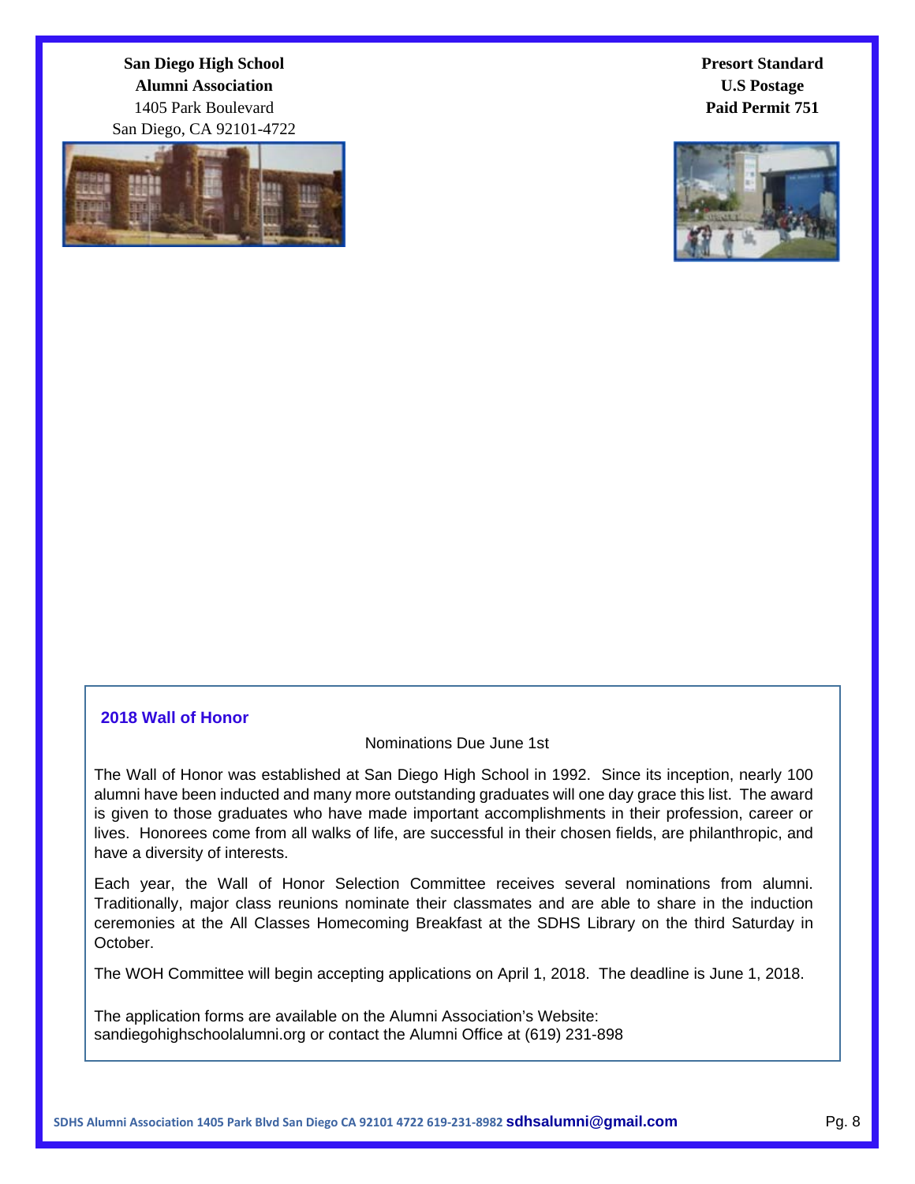**San Diego High School**
**Alumni Association**
1405 Park Boulevard
San Diego, CA 92101-4722

**Presort Standard**
**U.S Postage**
**Paid Permit 751**

## 2018 Wall of Honor

Nominations Due June 1st

The Wall of Honor was established at San Diego High School in 1992. Since its inception, nearly 100 alumni have been inducted and many more outstanding graduates will one day grace this list. The award is given to those graduates who have made important accomplishments in their profession, career or lives. Honorees come from all walks of life, are successful in their chosen fields, are philanthropic, and have a diversity of interests.

Each year, the Wall of Honor Selection Committee receives several nominations from alumni. Traditionally, major class reunions nominate their classmates and are able to share in the induction ceremonies at the All Classes Homecoming Breakfast at the SDHS Library on the third Saturday in October.

The WOH Committee will begin accepting applications on April 1, 2018. The deadline is June 1, 2018.

The application forms are available on the Alumni Association's Website: sandiegohighschoolalumni.org or contact the Alumni Office at (619) 231-898

SDHS Alumni Association 1405 Park Blvd San Diego CA 92101 4722 619-231-8982 **sdhsalumni@gmail.com**